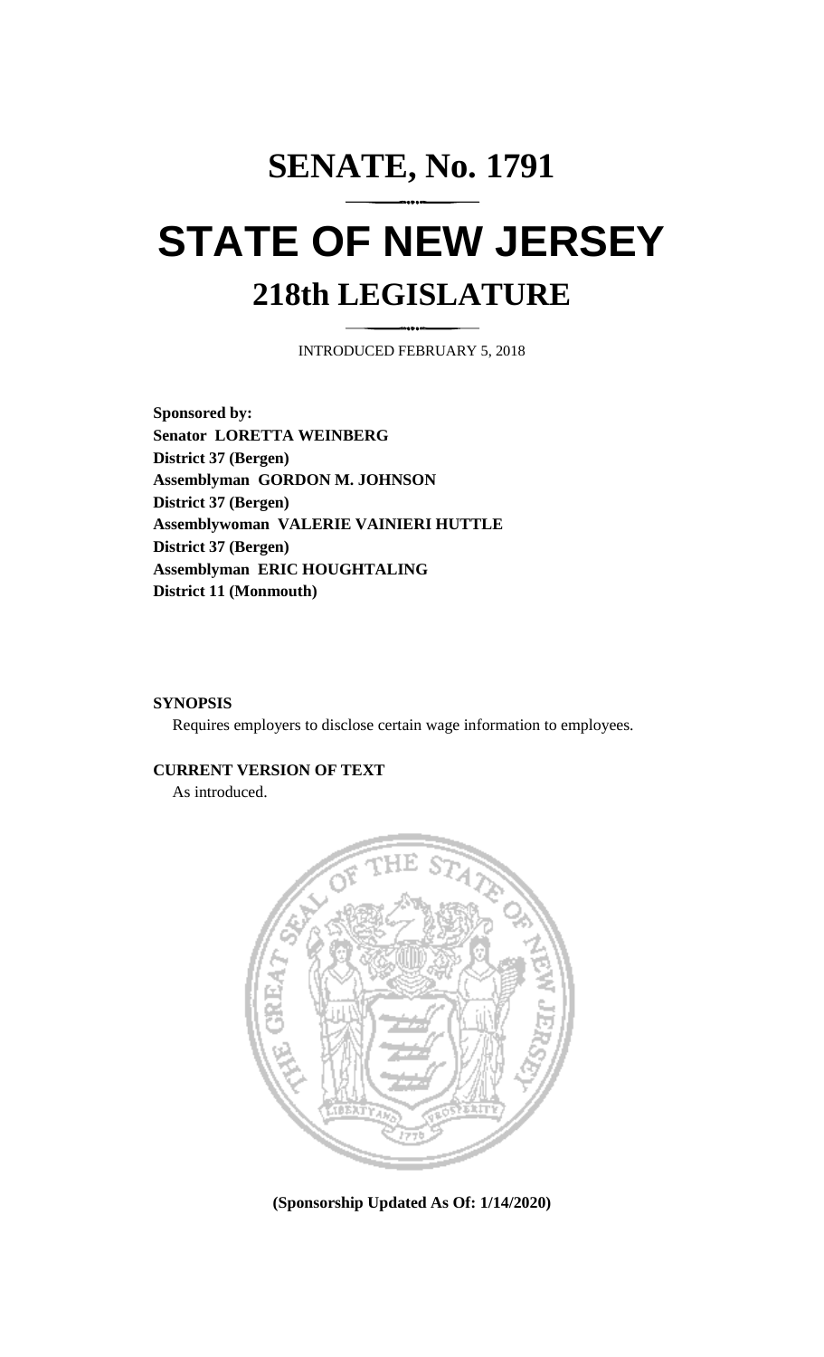# SENATE, No. 1791

# STATE OF NEW JERSEY

## 218th LEGISLATURE

INTRODUCED FEBRUARY 5, 2018

**Sponsored by:**
**Senator LORETTA WEINBERG**
**District 37 (Bergen)**
**Assemblyman GORDON M. JOHNSON**
**District 37 (Bergen)**
**Assemblywoman VALERIE VAINIERI HUTTLE**
**District 37 (Bergen)**
**Assemblyman ERIC HOUGHTALING**
**District 11 (Monmouth)**

**SYNOPSIS**

Requires employers to disclose certain wage information to employees.

**CURRENT VERSION OF TEXT**

As introduced.

**(Sponsorship Updated As Of: 1/14/2020)**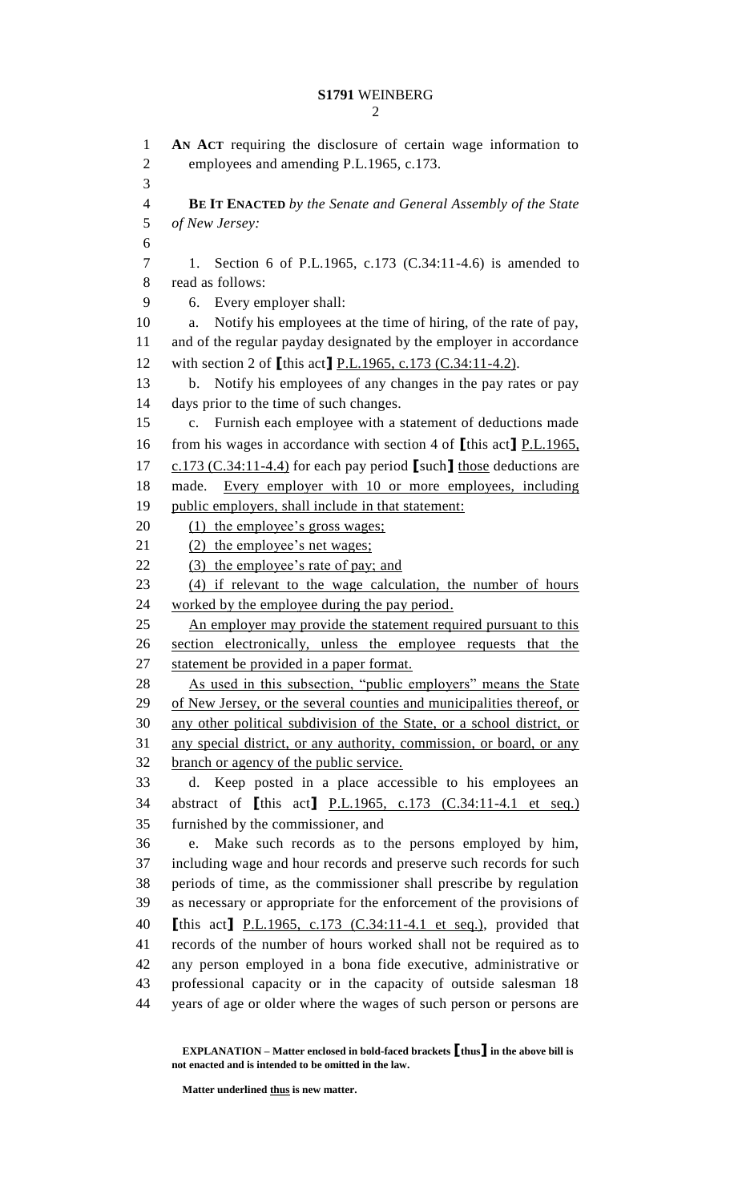**AN ACT** requiring the disclosure of certain wage information to employees and amending P.L.1965, c.173.

**BE IT ENACTED** *by the Senate and General Assembly of the State of New Jersey:*

1. Section 6 of P.L.1965, c.173 (C.34:11-4.6) is amended to read as follows:

6. Every employer shall:

a. Notify his employees at the time of hiring, of the rate of pay, and of the regular payday designated by the employer in accordance with section 2 of **[**this act**]** <u>P.L.1965, c.173 (C.34:11-4.2)</u>.

b. Notify his employees of any changes in the pay rates or pay days prior to the time of such changes.

c. Furnish each employee with a statement of deductions made from his wages in accordance with section 4 of **[**this act**]** <u>P.L.1965, c.173 (C.34:11-4.4)</u> for each pay period **[**such**]** <u>those</u> deductions are made. <u>Every employer with 10 or more employees, including public employers, shall include in that statement:</u>

<u>(1) the employee's gross wages;</u>

<u>(2) the employee's net wages;</u>

<u>(3) the employee's rate of pay; and</u>

<u>(4) if relevant to the wage calculation, the number of hours worked by the employee during the pay period.</u>

<u>An employer may provide the statement required pursuant to this section electronically, unless the employee requests that the statement be provided in a paper format.</u>

<u>As used in this subsection, "public employers" means the State of New Jersey, or the several counties and municipalities thereof, or any other political subdivision of the State, or a school district, or any special district, or any authority, commission, or board, or any branch or agency of the public service.</u>

d. Keep posted in a place accessible to his employees an abstract of **[**this act**]** <u>P.L.1965, c.173 (C.34:11-4.1 et seq.)</u> furnished by the commissioner, and

e. Make such records as to the persons employed by him, including wage and hour records and preserve such records for such periods of time, as the commissioner shall prescribe by regulation as necessary or appropriate for the enforcement of the provisions of **[**this act**]** <u>P.L.1965, c.173 (C.34:11-4.1 et seq.)</u>, provided that records of the number of hours worked shall not be required as to any person employed in a bona fide executive, administrative or professional capacity or in the capacity of outside salesman 18 years of age or older where the wages of such person or persons are

**EXPLANATION – Matter enclosed in bold-faced brackets [thus] in the above bill is not enacted and is intended to be omitted in the law.**

**Matter underlined <u>thus</u> is new matter.**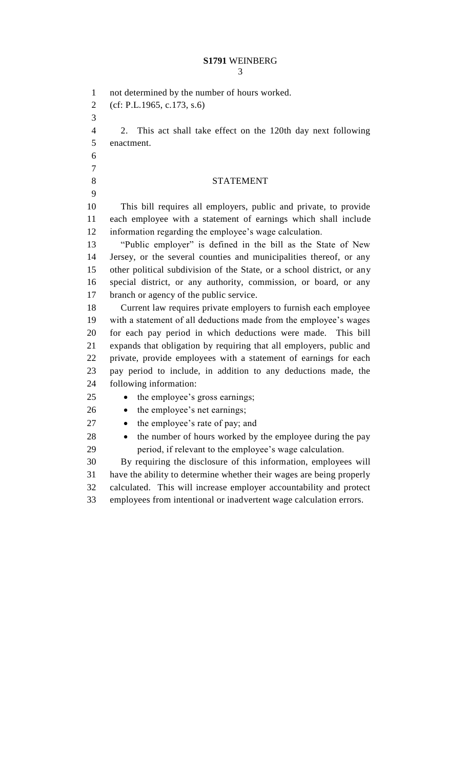not determined by the number of hours worked.
(cf: P.L.1965, c.173, s.6)

2. This act shall take effect on the 120th day next following enactment.

## STATEMENT

This bill requires all employers, public and private, to provide each employee with a statement of earnings which shall include information regarding the employee's wage calculation.

"Public employer" is defined in the bill as the State of New Jersey, or the several counties and municipalities thereof, or any other political subdivision of the State, or a school district, or any special district, or any authority, commission, or board, or any branch or agency of the public service.

Current law requires private employers to furnish each employee with a statement of all deductions made from the employee's wages for each pay period in which deductions were made. This bill expands that obligation by requiring that all employers, public and private, provide employees with a statement of earnings for each pay period to include, in addition to any deductions made, the following information:

- the employee's gross earnings;
- the employee's net earnings;
- the employee's rate of pay; and
- the number of hours worked by the employee during the pay period, if relevant to the employee's wage calculation.

By requiring the disclosure of this information, employees will have the ability to determine whether their wages are being properly calculated. This will increase employer accountability and protect employees from intentional or inadvertent wage calculation errors.